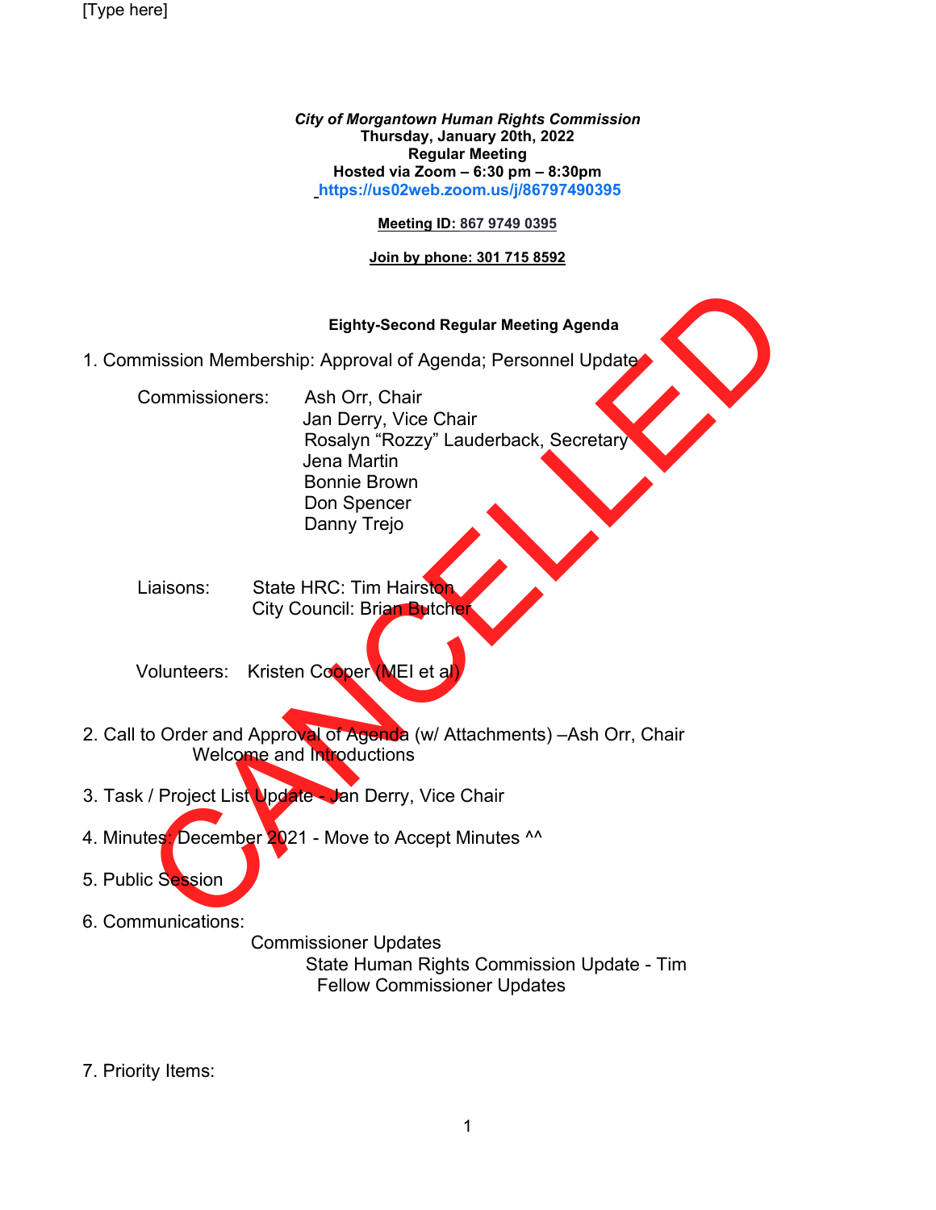[Type here]

***City of Morgantown Human Rights Commission***
**Thursday, January 20th, 2022**
**Regular Meeting**
**Hosted via Zoom – 6:30 pm – 8:30pm**
**https://us02web.zoom.us/j/86797490395**

**Meeting ID: 867 9749 0395**

**Join by phone: 301 715 8592**

CANCELLED

**Eighty-Second Regular Meeting Agenda**

1. Commission Membership: Approval of Agenda; Personnel Update

   Commissioners: Ash Orr, Chair
   Jan Derry, Vice Chair
   Rosalyn "Rozzy" Lauderback, Secretary
   Jena Martin
   Bonnie Brown
   Don Spencer
   Danny Trejo

   Liaisons: State HRC: Tim Hairston
   City Council: Brian Butcher

   Volunteers: Kristen Cooper (MEI et al)

2. Call to Order and Approval of Agenda (w/ Attachments) –Ash Orr, Chair
   Welcome and Introductions

3. Task / Project List Update - Jan Derry, Vice Chair

4. Minutes: December 2021 - Move to Accept Minutes ^^

5. Public Session

6. Communications:
   Commissioner Updates
   State Human Rights Commission Update - Tim
   Fellow Commissioner Updates

7. Priority Items: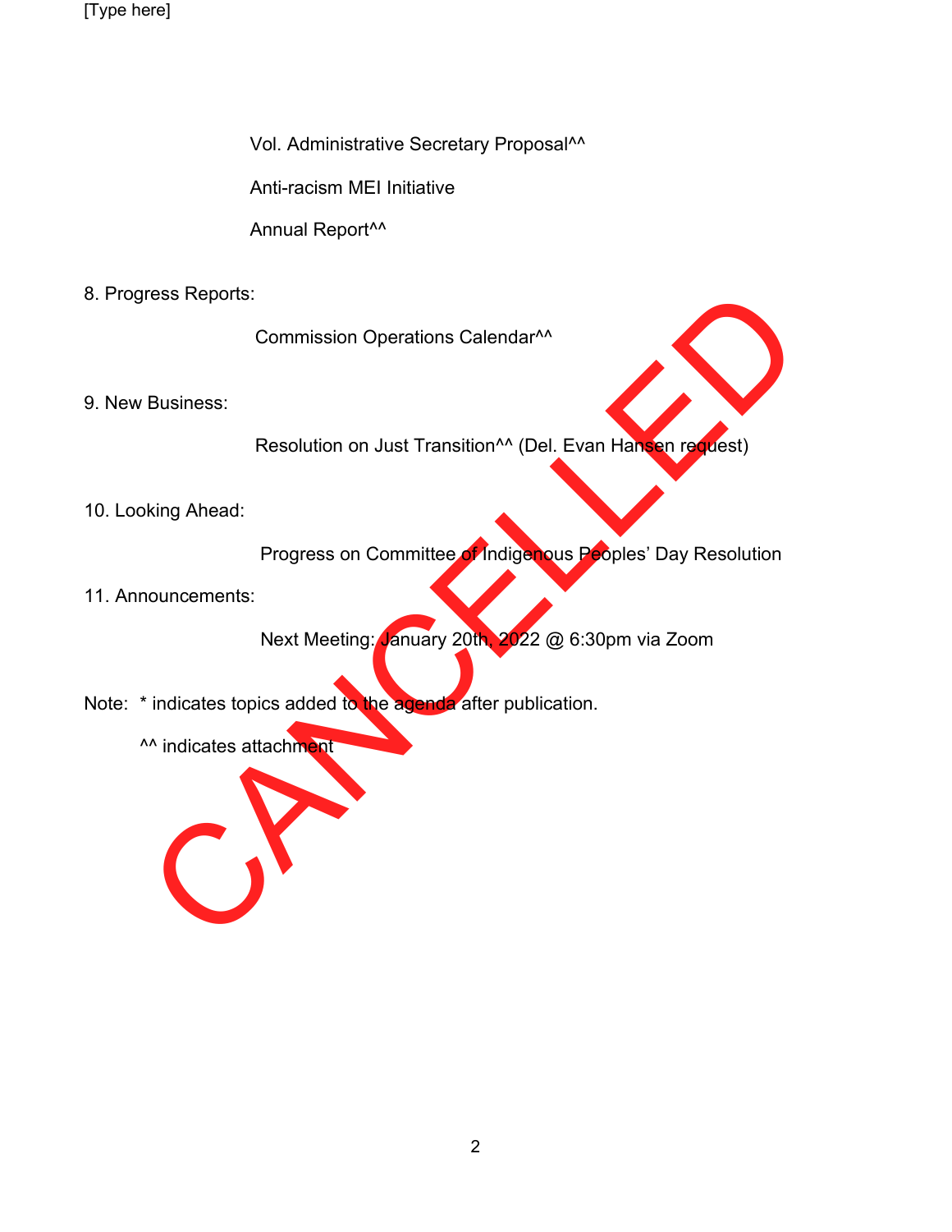[Type here]

Vol. Administrative Secretary Proposal^^

Anti-racism MEI Initiative

Annual Report^^

8. Progress Reports:

    Commission Operations Calendar^^

9. New Business:

    Resolution on Just Transition^^ (Del. Evan Hansen request)

10. Looking Ahead:

    Progress on Committee of Indigenous Peoples' Day Resolution

11. Announcements:

    Next Meeting: January 20th, 2022 @ 6:30pm via Zoom

Note: * indicates topics added to the agenda after publication.

^^ indicates attachment

CANCELLED